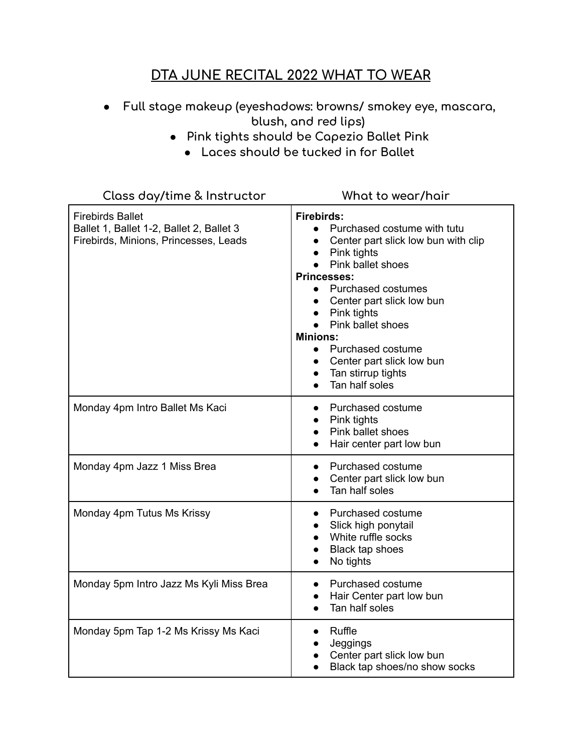# DTA JUNE RECITAL 2022 WHAT TO WEAR

- **Full stage makeup (eyeshadows: browns/ smokey eye, mascara, blush, and red lips)**
- **Pink tights should be Capezio Ballet Pink**
- **Laces should be tucked in for Ballet**

| Class day/time & Instructor | What to wear/hair |
|---|---|
| Firebirds Ballet<br>Ballet 1, Ballet 1-2, Ballet 2, Ballet 3<br>Firebirds, Minions, Princesses, Leads | **Firebirds:**<br>• Purchased costume with tutu<br>• Center part slick low bun with clip<br>• Pink tights<br>• Pink ballet shoes<br>**Princesses:**<br>• Purchased costumes<br>• Center part slick low bun<br>• Pink tights<br>• Pink ballet shoes<br>**Minions:**<br>• Purchased costume<br>• Center part slick low bun<br>• Tan stirrup tights<br>• Tan half soles |
| Monday 4pm Intro Ballet Ms Kaci | • Purchased costume<br>• Pink tights<br>• Pink ballet shoes<br>• Hair center part low bun |
| Monday 4pm Jazz 1 Miss Brea | • Purchased costume<br>• Center part slick low bun<br>• Tan half soles |
| Monday 4pm Tutus Ms Krissy | • Purchased costume<br>• Slick high ponytail<br>• White ruffle socks<br>• Black tap shoes<br>• No tights |
| Monday 5pm Intro Jazz Ms Kyli Miss Brea | • Purchased costume<br>• Hair Center part low bun<br>• Tan half soles |
| Monday 5pm Tap 1-2 Ms Krissy Ms Kaci | • Ruffle<br>• Jeggings<br>• Center part slick low bun<br>• Black tap shoes/no show socks |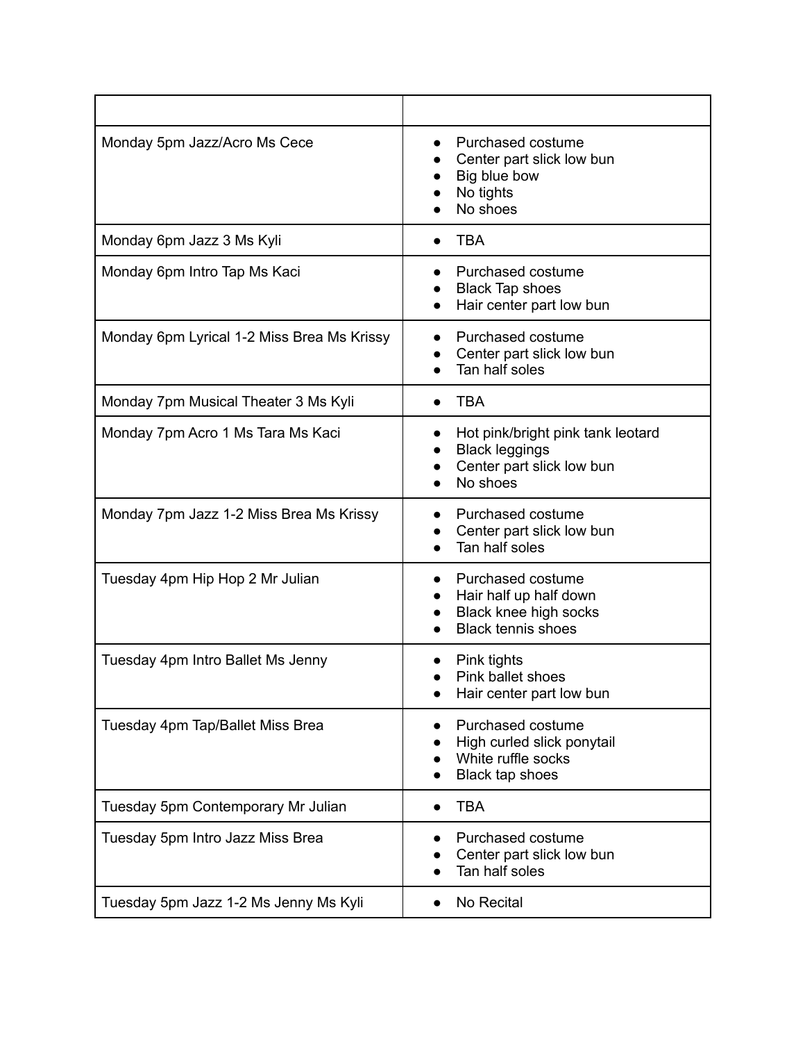| | |
|---|---|
| Monday 5pm Jazz/Acro Ms Cece | • Purchased costume<br>• Center part slick low bun<br>• Big blue bow<br>• No tights<br>• No shoes |
| Monday 6pm Jazz 3 Ms Kyli | • TBA |
| Monday 6pm Intro Tap Ms Kaci | • Purchased costume<br>• Black Tap shoes<br>• Hair center part low bun |
| Monday 6pm Lyrical 1-2 Miss Brea Ms Krissy | • Purchased costume<br>• Center part slick low bun<br>• Tan half soles |
| Monday 7pm Musical Theater 3 Ms Kyli | • TBA |
| Monday 7pm Acro 1 Ms Tara Ms Kaci | • Hot pink/bright pink tank leotard<br>• Black leggings<br>• Center part slick low bun<br>• No shoes |
| Monday 7pm Jazz 1-2 Miss Brea Ms Krissy | • Purchased costume<br>• Center part slick low bun<br>• Tan half soles |
| Tuesday 4pm Hip Hop 2 Mr Julian | • Purchased costume<br>• Hair half up half down<br>• Black knee high socks<br>• Black tennis shoes |
| Tuesday 4pm Intro Ballet Ms Jenny | • Pink tights<br>• Pink ballet shoes<br>• Hair center part low bun |
| Tuesday 4pm Tap/Ballet Miss Brea | • Purchased costume<br>• High curled slick ponytail<br>• White ruffle socks<br>• Black tap shoes |
| Tuesday 5pm Contemporary Mr Julian | • TBA |
| Tuesday 5pm Intro Jazz Miss Brea | • Purchased costume<br>• Center part slick low bun<br>• Tan half soles |
| Tuesday 5pm Jazz 1-2 Ms Jenny Ms Kyli | • No Recital |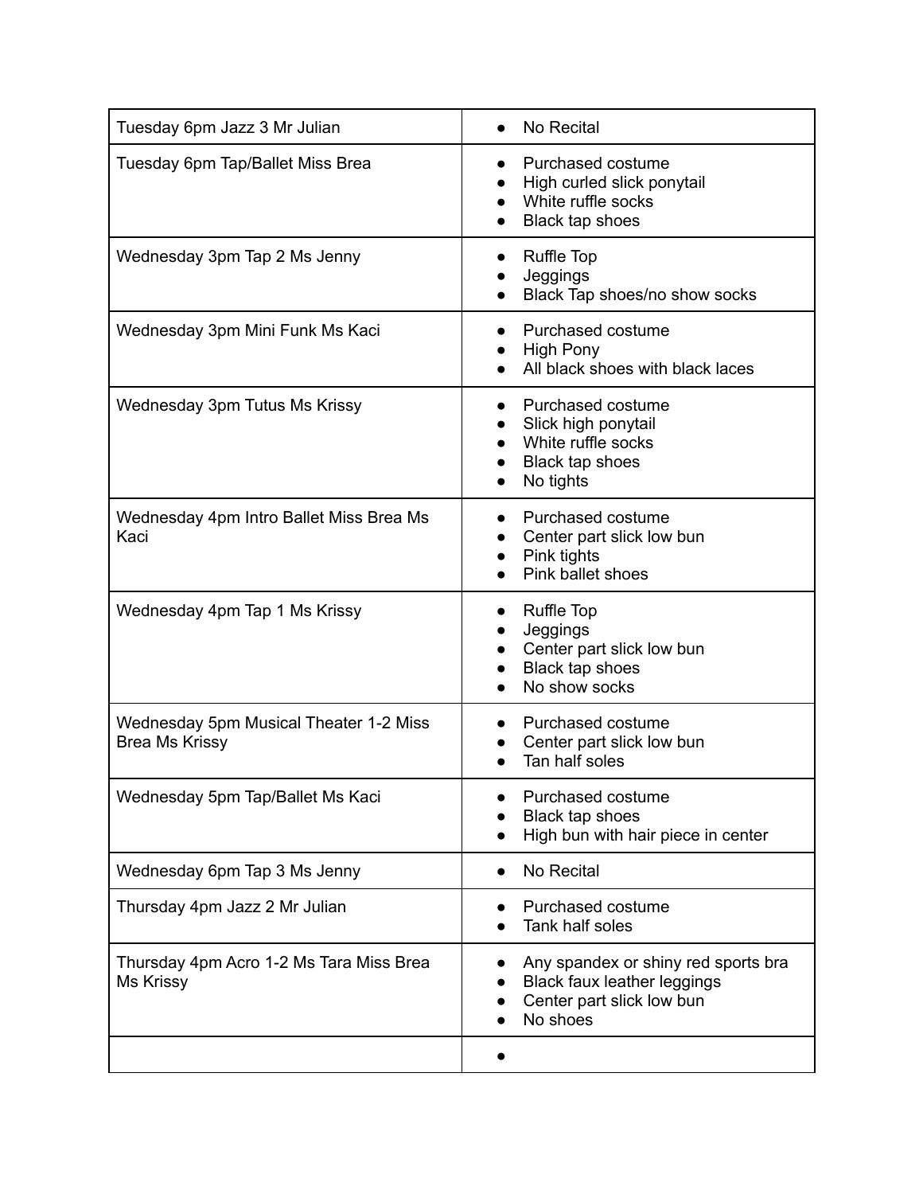| | |
|---|---|
| Tuesday 6pm Jazz 3 Mr Julian | • No Recital |
| Tuesday 6pm Tap/Ballet Miss Brea | • Purchased costume<br>• High curled slick ponytail<br>• White ruffle socks<br>• Black tap shoes |
| Wednesday 3pm Tap 2 Ms Jenny | • Ruffle Top<br>• Jeggings<br>• Black Tap shoes/no show socks |
| Wednesday 3pm Mini Funk Ms Kaci | • Purchased costume<br>• High Pony<br>• All black shoes with black laces |
| Wednesday 3pm Tutus Ms Krissy | • Purchased costume<br>• Slick high ponytail<br>• White ruffle socks<br>• Black tap shoes<br>• No tights |
| Wednesday 4pm Intro Ballet Miss Brea Ms Kaci | • Purchased costume<br>• Center part slick low bun<br>• Pink tights<br>• Pink ballet shoes |
| Wednesday 4pm Tap 1 Ms Krissy | • Ruffle Top<br>• Jeggings<br>• Center part slick low bun<br>• Black tap shoes<br>• No show socks |
| Wednesday 5pm Musical Theater 1-2 Miss Brea Ms Krissy | • Purchased costume<br>• Center part slick low bun<br>• Tan half soles |
| Wednesday 5pm Tap/Ballet Ms Kaci | • Purchased costume<br>• Black tap shoes<br>• High bun with hair piece in center |
| Wednesday 6pm Tap 3 Ms Jenny | • No Recital |
| Thursday 4pm Jazz 2 Mr Julian | • Purchased costume<br>• Tank half soles |
| Thursday 4pm Acro 1-2 Ms Tara Miss Brea Ms Krissy | • Any spandex or shiny red sports bra<br>• Black faux leather leggings<br>• Center part slick low bun<br>• No shoes |
| | • |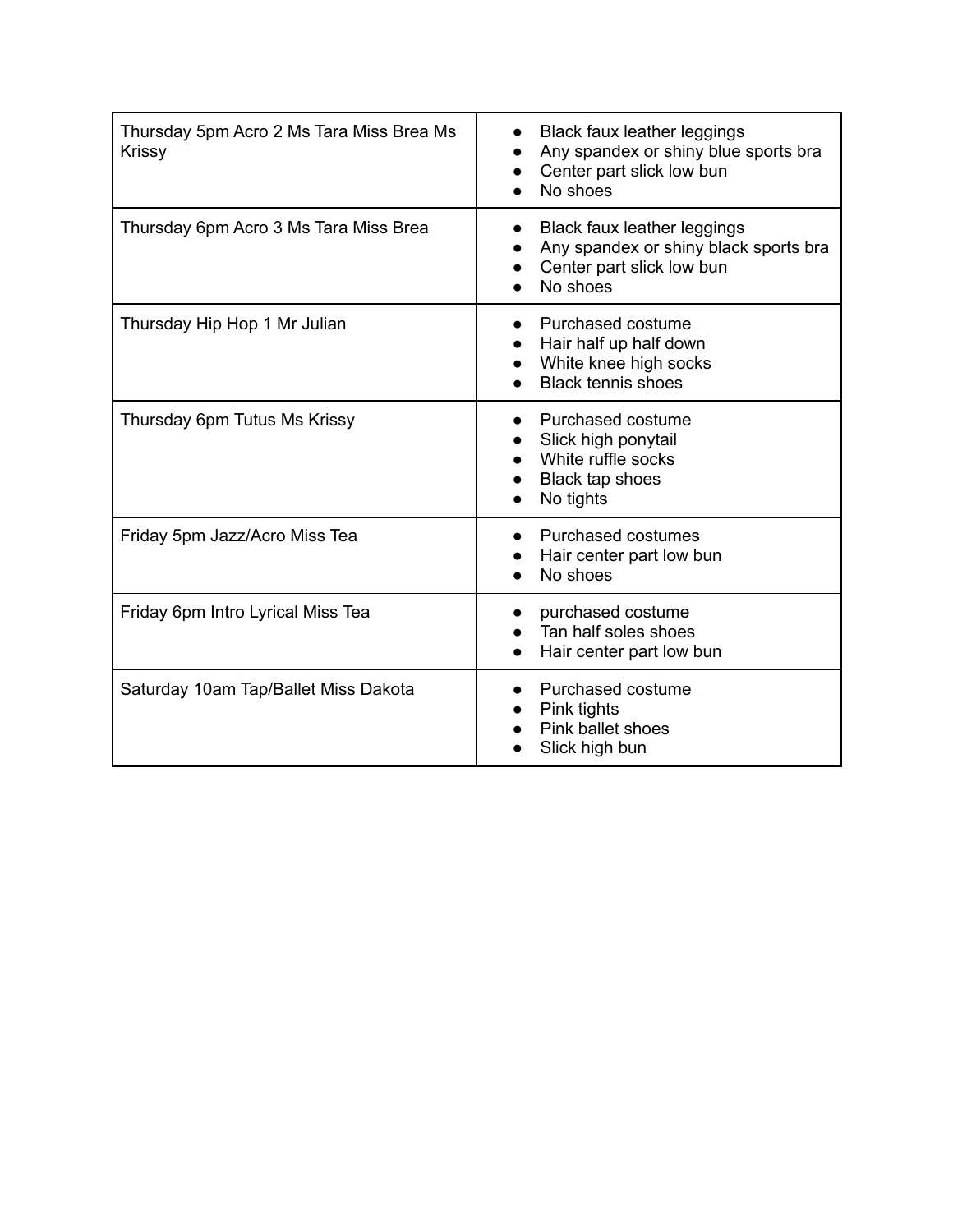| | |
|---|---|
| Thursday 5pm Acro 2 Ms Tara Miss Brea Ms Krissy | • Black faux leather leggings<br>• Any spandex or shiny blue sports bra<br>• Center part slick low bun<br>• No shoes |
| Thursday 6pm Acro 3 Ms Tara Miss Brea | • Black faux leather leggings<br>• Any spandex or shiny black sports bra<br>• Center part slick low bun<br>• No shoes |
| Thursday Hip Hop 1 Mr Julian | • Purchased costume<br>• Hair half up half down<br>• White knee high socks<br>• Black tennis shoes |
| Thursday 6pm Tutus Ms Krissy | • Purchased costume<br>• Slick high ponytail<br>• White ruffle socks<br>• Black tap shoes<br>• No tights |
| Friday 5pm Jazz/Acro Miss Tea | • Purchased costumes<br>• Hair center part low bun<br>• No shoes |
| Friday 6pm Intro Lyrical Miss Tea | • purchased costume<br>• Tan half soles shoes<br>• Hair center part low bun |
| Saturday 10am Tap/Ballet Miss Dakota | • Purchased costume<br>• Pink tights<br>• Pink ballet shoes<br>• Slick high bun |